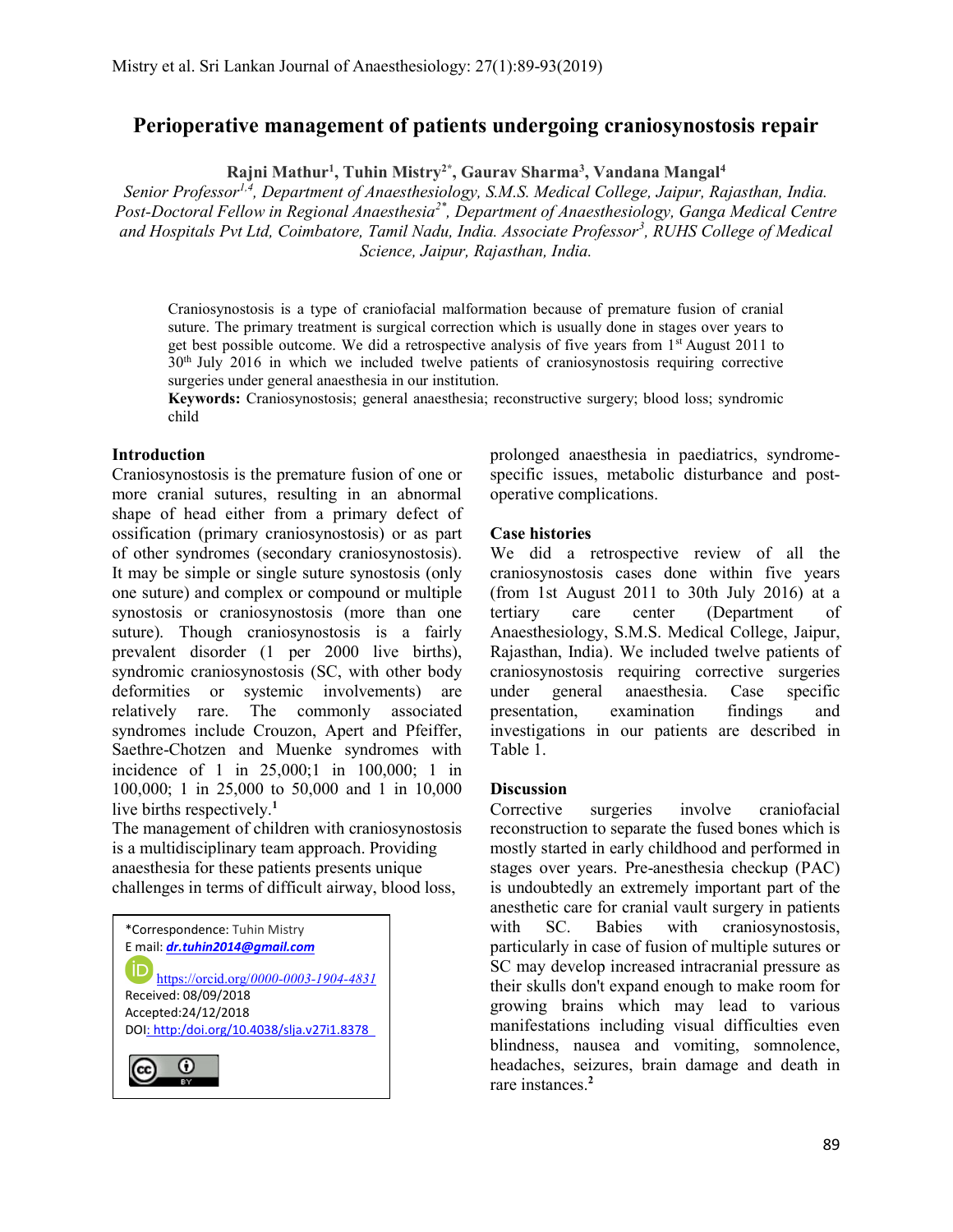# Perioperative management of patients undergoing craniosynostosis repair

**Rajni Mathur[1], Tuhin Mistry[2*], Gaurav Sharma[3], Vandana Mangal[4]**

*Senior Professor[1,4], Department of Anaesthesiology, S.M.S. Medical College, Jaipur, Rajasthan, India. Post-Doctoral Fellow in Regional Anaesthesia[2*], Department of Anaesthesiology, Ganga Medical Centre and Hospitals Pvt Ltd, Coimbatore, Tamil Nadu, India. Associate Professor[3], RUHS College of Medical Science, Jaipur, Rajasthan, India.*

Craniosynostosis is a type of craniofacial malformation because of premature fusion of cranial suture. The primary treatment is surgical correction which is usually done in stages over years to get best possible outcome. We did a retrospective analysis of five years from 1st August 2011 to 30th July 2016 in which we included twelve patients of craniosynostosis requiring corrective surgeries under general anaesthesia in our institution.

**Keywords:** Craniosynostosis; general anaesthesia; reconstructive surgery; blood loss; syndromic child

## Introduction

Craniosynostosis is the premature fusion of one or more cranial sutures, resulting in an abnormal shape of head either from a primary defect of ossification (primary craniosynostosis) or as part of other syndromes (secondary craniosynostosis). It may be simple or single suture synostosis (only one suture) and complex or compound or multiple synostosis or craniosynostosis (more than one suture). Though craniosynostosis is a fairly prevalent disorder (1 per 2000 live births), syndromic craniosynostosis (SC, with other body deformities or systemic involvements) are relatively rare. The commonly associated syndromes include Crouzon, Apert and Pfeiffer, Saethre-Chotzen and Muenke syndromes with incidence of 1 in 25,000;1 in 100,000; 1 in 100,000; 1 in 25,000 to 50,000 and 1 in 10,000 live births respectively.[1]

The management of children with craniosynostosis is a multidisciplinary team approach. Providing anaesthesia for these patients presents unique challenges in terms of difficult airway, blood loss, prolonged anaesthesia in paediatrics, syndrome-specific issues, metabolic disturbance and post-operative complications.

*Correspondence: Tuhin Mistry
E mail: ***dr.tuhin2014@gmail.com***
https://orcid.org/0000-0003-1904-4831
Received: 08/09/2018
Accepted:24/12/2018
DOI: http:/doi.org/10.4038/slja.v27i1.8378

## Case histories

We did a retrospective review of all the craniosynostosis cases done within five years (from 1st August 2011 to 30th July 2016) at a tertiary care center (Department of Anaesthesiology, S.M.S. Medical College, Jaipur, Rajasthan, India). We included twelve patients of craniosynostosis requiring corrective surgeries under general anaesthesia. Case specific presentation, examination findings and investigations in our patients are described in Table 1.

## Discussion

Corrective surgeries involve craniofacial reconstruction to separate the fused bones which is mostly started in early childhood and performed in stages over years. Pre-anesthesia checkup (PAC) is undoubtedly an extremely important part of the anesthetic care for cranial vault surgery in patients with SC. Babies with craniosynostosis, particularly in case of fusion of multiple sutures or SC may develop increased intracranial pressure as their skulls don't expand enough to make room for growing brains which may lead to various manifestations including visual difficulties even blindness, nausea and vomiting, somnolence, headaches, seizures, brain damage and death in rare instances.[2]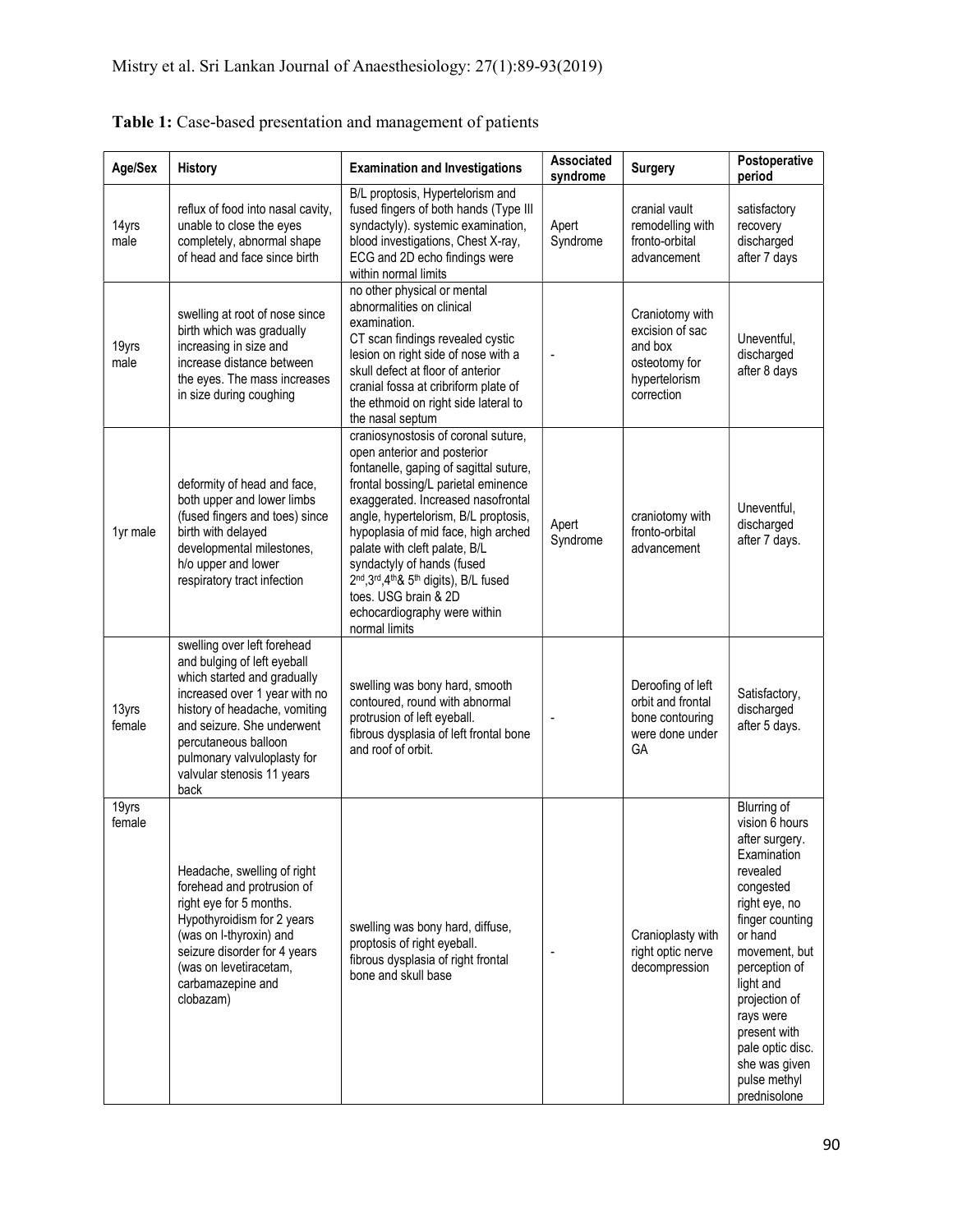**Table 1:** Case-based presentation and management of patients

| Age/Sex | History | Examination and Investigations | Associated syndrome | Surgery | Postoperative period |
|---|---|---|---|---|---|
| 14yrs male | reflux of food into nasal cavity, unable to close the eyes completely, abnormal shape of head and face since birth | B/L proptosis, Hypertelorism and fused fingers of both hands (Type III syndactyly). systemic examination, blood investigations, Chest X-ray, ECG and 2D echo findings were within normal limits | Apert Syndrome | cranial vault remodelling with fronto-orbital advancement | satisfactory recovery discharged after 7 days |
| 19yrs male | swelling at root of nose since birth which was gradually increasing in size and increase distance between the eyes. The mass increases in size during coughing | no other physical or mental abnormalities on clinical examination. CT scan findings revealed cystic lesion on right side of nose with a skull defect at floor of anterior cranial fossa at cribriform plate of the ethmoid on right side lateral to the nasal septum | - | Craniotomy with excision of sac and box osteotomy for hypertelorism correction | Uneventful, discharged after 8 days |
| 1yr male | deformity of head and face, both upper and lower limbs (fused fingers and toes) since birth with delayed developmental milestones, h/o upper and lower respiratory tract infection | craniosynostosis of coronal suture, open anterior and posterior fontanelle, gaping of sagittal suture, frontal bossing/L parietal eminence exaggerated. Increased nasofrontal angle, hypertelorism, B/L proptosis, hypoplasia of mid face, high arched palate with cleft palate, B/L syndactyly of hands (fused 2nd,3rd,4th& 5th digits), B/L fused toes. USG brain & 2D echocardiography were within normal limits | Apert Syndrome | craniotomy with fronto-orbital advancement | Uneventful, discharged after 7 days. |
| 13yrs female | swelling over left forehead and bulging of left eyeball which started and gradually increased over 1 year with no history of headache, vomiting and seizure. She underwent percutaneous balloon pulmonary valvuloplasty for valvular stenosis 11 years back | swelling was bony hard, smooth contoured, round with abnormal protrusion of left eyeball. fibrous dysplasia of left frontal bone and roof of orbit. | - | Deroofing of left orbit and frontal bone contouring were done under GA | Satisfactory, discharged after 5 days. |
| 19yrs female | Headache, swelling of right forehead and protrusion of right eye for 5 months. Hypothyroidism for 2 years (was on l-thyroxin) and seizure disorder for 4 years (was on levetiracetam, carbamazepine and clobazam) | swelling was bony hard, diffuse, proptosis of right eyeball. fibrous dysplasia of right frontal bone and skull base | - | Cranioplasty with right optic nerve decompression | Blurring of vision 6 hours after surgery. Examination revealed congested right eye, no finger counting or hand movement, but perception of light and projection of rays were present with pale optic disc. she was given pulse methyl prednisolone |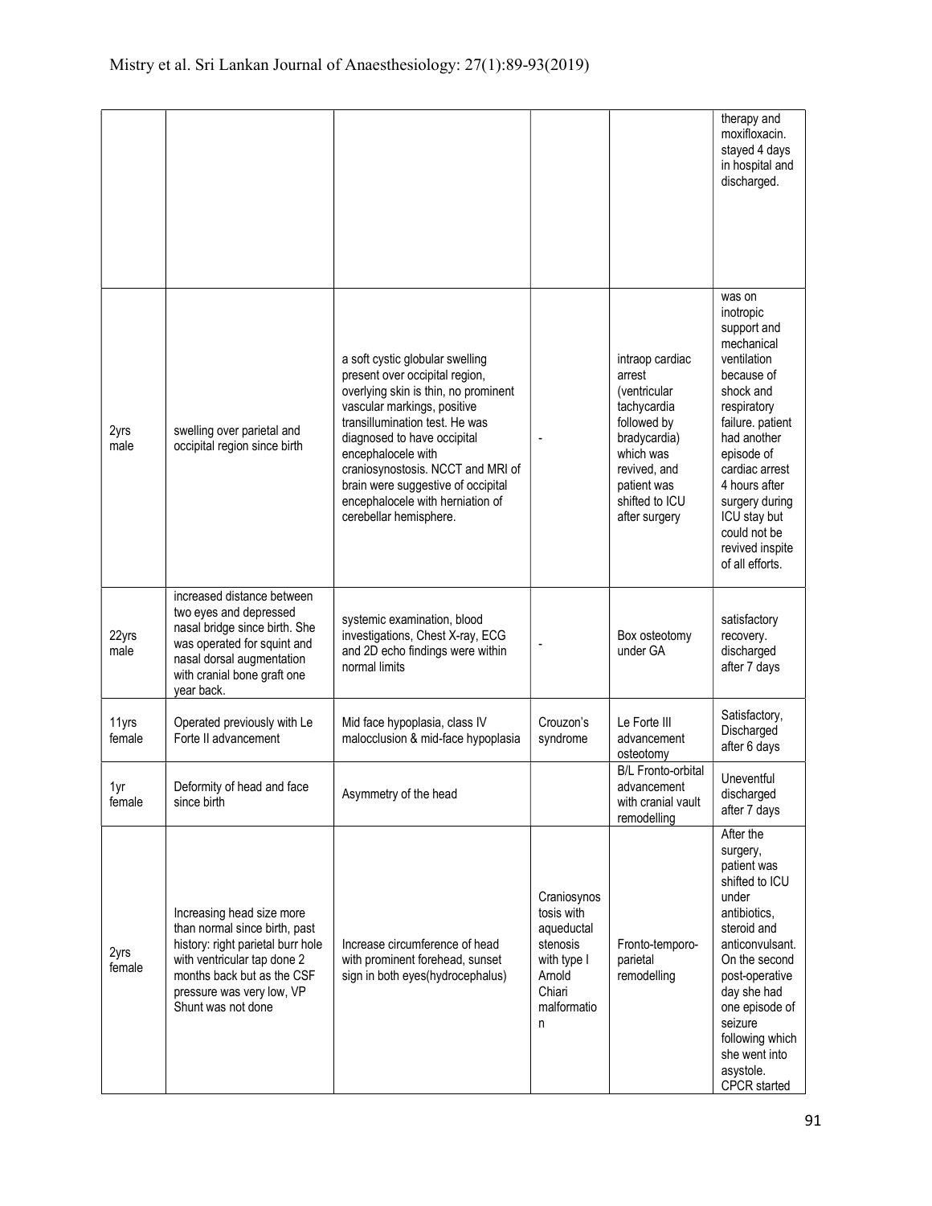| | | | | | |
|---|---|---|---|---|---|
| | | | | | therapy and moxifloxacin. stayed 4 days in hospital and discharged. |
| 2yrs male | swelling over parietal and occipital region since birth | a soft cystic globular swelling present over occipital region, overlying skin is thin, no prominent vascular markings, positive transillumination test. He was diagnosed to have occipital encephalocele with craniosynostosis. NCCT and MRI of brain were suggestive of occipital encephalocele with herniation of cerebellar hemisphere. | - | intraop cardiac arrest (ventricular tachycardia followed by bradycardia) which was revived, and patient was shifted to ICU after surgery | was on inotropic support and mechanical ventilation because of shock and respiratory failure. patient had another episode of cardiac arrest 4 hours after surgery during ICU stay but could not be revived inspite of all efforts. |
| 22yrs male | increased distance between two eyes and depressed nasal bridge since birth. She was operated for squint and nasal dorsal augmentation with cranial bone graft one year back. | systemic examination, blood investigations, Chest X-ray, ECG and 2D echo findings were within normal limits | - | Box osteotomy under GA | satisfactory recovery. discharged after 7 days |
| 11yrs female | Operated previously with Le Forte II advancement | Mid face hypoplasia, class IV malocclusion & mid-face hypoplasia | Crouzon's syndrome | Le Forte III advancement osteotomy | Satisfactory, Discharged after 6 days |
| 1yr female | Deformity of head and face since birth | Asymmetry of the head | | B/L Fronto-orbital advancement with cranial vault remodelling | Uneventful discharged after 7 days |
| 2yrs female | Increasing head size more than normal since birth, past history: right parietal burr hole with ventricular tap done 2 months back but as the CSF pressure was very low, VP Shunt was not done | Increase circumference of head with prominent forehead, sunset sign in both eyes(hydrocephalus) | Craniosynostosis with aqueductal stenosis with type I Arnold Chiari malformation | Fronto-temporo-parietal remodelling | After the surgery, patient was shifted to ICU under antibiotics, steroid and anticonvulsant. On the second post-operative day she had one episode of seizure following which she went into asystole. CPCR started |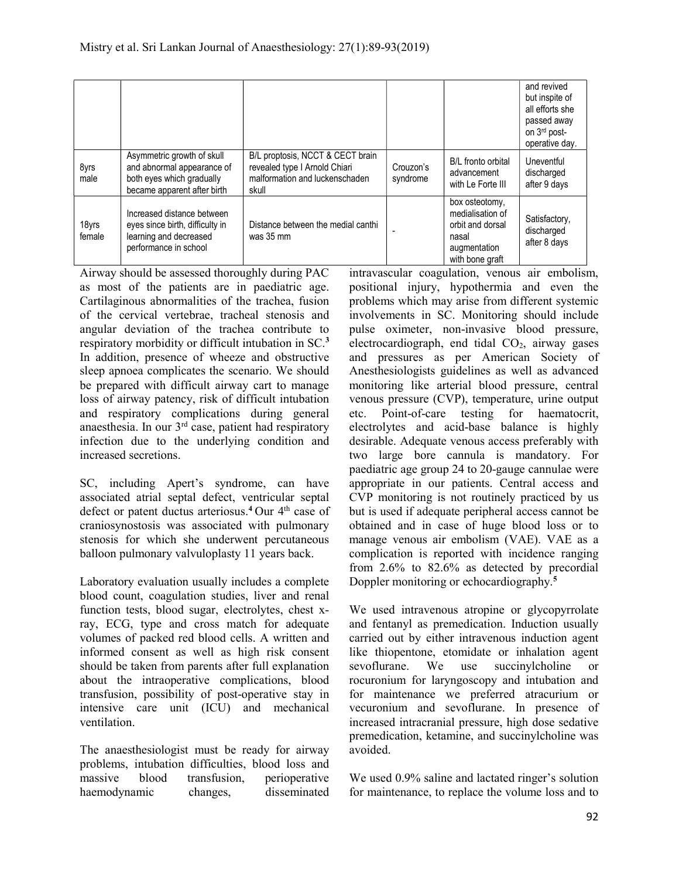| | | | | | and revived but inspite of all efforts she passed away on 3rd post-operative day. |
|---|---|---|---|---|---|
| 8yrs male | Asymmetric growth of skull and abnormal appearance of both eyes which gradually became apparent after birth | B/L proptosis, NCCT & CECT brain revealed type I Arnold Chiari malformation and luckenschaden skull | Crouzon's syndrome | B/L fronto orbital advancement with Le Forte III | Uneventful discharged after 9 days |
| 18yrs female | Increased distance between eyes since birth, difficulty in learning and decreased performance in school | Distance between the medial canthi was 35 mm | - | box osteotomy, medialisation of orbit and dorsal nasal augmentation with bone graft | Satisfactory, discharged after 8 days |

Airway should be assessed thoroughly during PAC as most of the patients are in paediatric age. Cartilaginous abnormalities of the trachea, fusion of the cervical vertebrae, tracheal stenosis and angular deviation of the trachea contribute to respiratory morbidity or difficult intubation in SC.[3] In addition, presence of wheeze and obstructive sleep apnoea complicates the scenario. We should be prepared with difficult airway cart to manage loss of airway patency, risk of difficult intubation and respiratory complications during general anaesthesia. In our 3rd case, patient had respiratory infection due to the underlying condition and increased secretions.

SC, including Apert's syndrome, can have associated atrial septal defect, ventricular septal defect or patent ductus arteriosus.[4] Our 4th case of craniosynostosis was associated with pulmonary stenosis for which she underwent percutaneous balloon pulmonary valvuloplasty 11 years back.

Laboratory evaluation usually includes a complete blood count, coagulation studies, liver and renal function tests, blood sugar, electrolytes, chest x-ray, ECG, type and cross match for adequate volumes of packed red blood cells. A written and informed consent as well as high risk consent should be taken from parents after full explanation about the intraoperative complications, blood transfusion, possibility of post-operative stay in intensive care unit (ICU) and mechanical ventilation.

The anaesthesiologist must be ready for airway problems, intubation difficulties, blood loss and massive blood transfusion, perioperative haemodynamic changes, disseminated intravascular coagulation, venous air embolism, positional injury, hypothermia and even the problems which may arise from different systemic involvements in SC. Monitoring should include pulse oximeter, non-invasive blood pressure, electrocardiograph, end tidal $CO_2$, airway gases and pressures as per American Society of Anesthesiologists guidelines as well as advanced monitoring like arterial blood pressure, central venous pressure (CVP), temperature, urine output etc. Point-of-care testing for haematocrit, electrolytes and acid-base balance is highly desirable. Adequate venous access preferably with two large bore cannula is mandatory. For paediatric age group 24 to 20-gauge cannulae were appropriate in our patients. Central access and CVP monitoring is not routinely practiced by us but is used if adequate peripheral access cannot be obtained and in case of huge blood loss or to manage venous air embolism (VAE). VAE as a complication is reported with incidence ranging from 2.6% to 82.6% as detected by precordial Doppler monitoring or echocardiography.[5]

We used intravenous atropine or glycopyrrolate and fentanyl as premedication. Induction usually carried out by either intravenous induction agent like thiopentone, etomidate or inhalation agent sevoflurane. We use succinylcholine or rocuronium for laryngoscopy and intubation and for maintenance we preferred atracurium or vecuronium and sevoflurane. In presence of increased intracranial pressure, high dose sedative premedication, ketamine, and succinylcholine was avoided.

We used 0.9% saline and lactated ringer's solution for maintenance, to replace the volume loss and to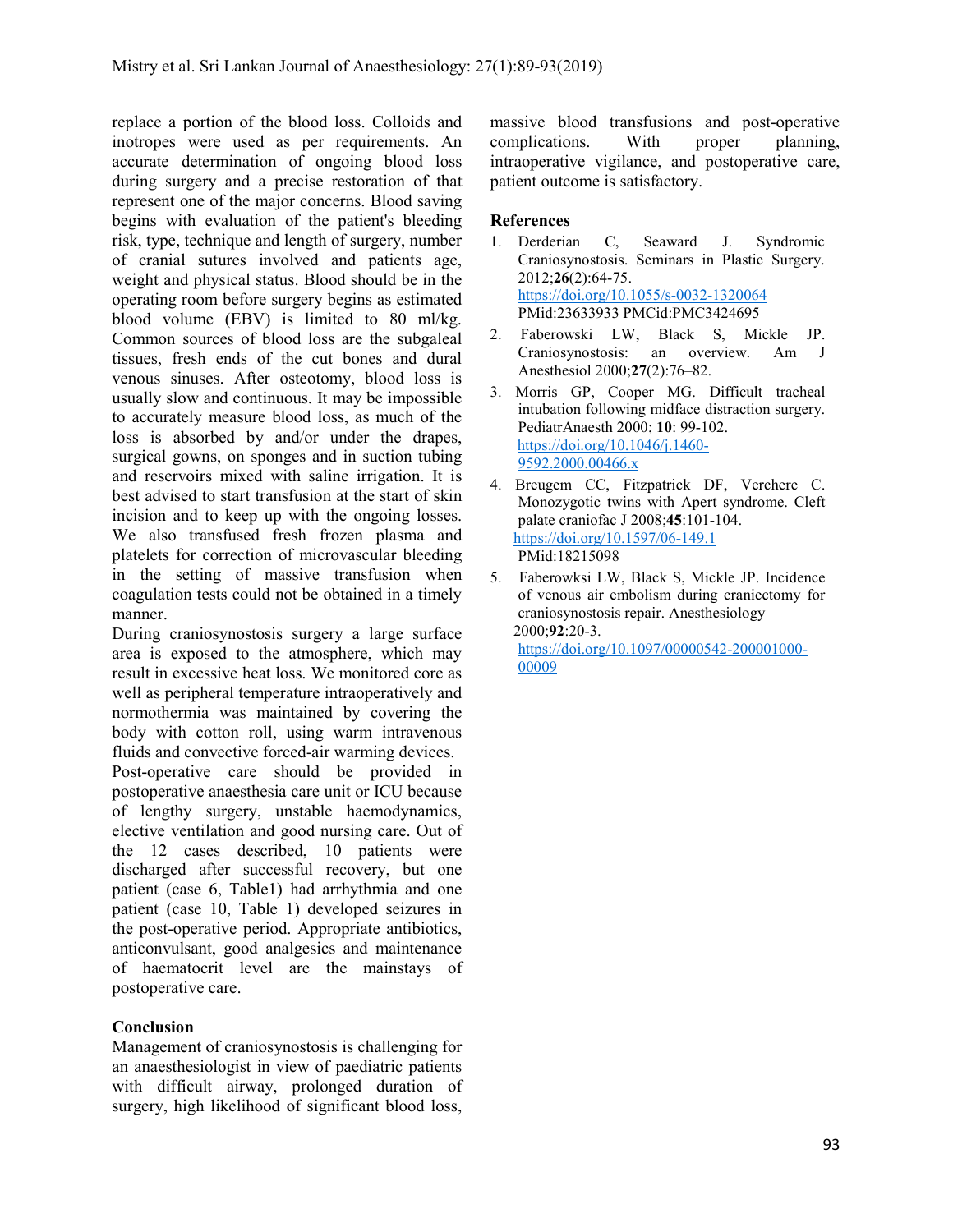replace a portion of the blood loss. Colloids and inotropes were used as per requirements. An accurate determination of ongoing blood loss during surgery and a precise restoration of that represent one of the major concerns. Blood saving begins with evaluation of the patient's bleeding risk, type, technique and length of surgery, number of cranial sutures involved and patients age, weight and physical status. Blood should be in the operating room before surgery begins as estimated blood volume (EBV) is limited to 80 ml/kg. Common sources of blood loss are the subgaleal tissues, fresh ends of the cut bones and dural venous sinuses. After osteotomy, blood loss is usually slow and continuous. It may be impossible to accurately measure blood loss, as much of the loss is absorbed by and/or under the drapes, surgical gowns, on sponges and in suction tubing and reservoirs mixed with saline irrigation. It is best advised to start transfusion at the start of skin incision and to keep up with the ongoing losses. We also transfused fresh frozen plasma and platelets for correction of microvascular bleeding in the setting of massive transfusion when coagulation tests could not be obtained in a timely manner.

During craniosynostosis surgery a large surface area is exposed to the atmosphere, which may result in excessive heat loss. We monitored core as well as peripheral temperature intraoperatively and normothermia was maintained by covering the body with cotton roll, using warm intravenous fluids and convective forced-air warming devices.

Post-operative care should be provided in postoperative anaesthesia care unit or ICU because of lengthy surgery, unstable haemodynamics, elective ventilation and good nursing care. Out of the 12 cases described, 10 patients were discharged after successful recovery, but one patient (case 6, Table1) had arrhythmia and one patient (case 10, Table 1) developed seizures in the post-operative period. Appropriate antibiotics, anticonvulsant, good analgesics and maintenance of haematocrit level are the mainstays of postoperative care.

## Conclusion

Management of craniosynostosis is challenging for an anaesthesiologist in view of paediatric patients with difficult airway, prolonged duration of surgery, high likelihood of significant blood loss, massive blood transfusions and post-operative complications. With proper planning, intraoperative vigilance, and postoperative care, patient outcome is satisfactory.

## References

1. Derderian C, Seaward J. Syndromic Craniosynostosis. Seminars in Plastic Surgery. 2012;**26**(2):64-75. https://doi.org/10.1055/s-0032-1320064 PMid:23633933 PMCid:PMC3424695
2. Faberowski LW, Black S, Mickle JP. Craniosynostosis: an overview. Am J Anesthesiol 2000;**27**(2):76–82.
3. Morris GP, Cooper MG. Difficult tracheal intubation following midface distraction surgery. PediatrAnaesth 2000; **10**: 99-102. https://doi.org/10.1046/j.1460-9592.2000.00466.x
4. Breugem CC, Fitzpatrick DF, Verchere C. Monozygotic twins with Apert syndrome. Cleft palate craniofac J 2008;**45**:101-104. https://doi.org/10.1597/06-149.1 PMid:18215098
5. Faberowksi LW, Black S, Mickle JP. Incidence of venous air embolism during craniectomy for craniosynostosis repair. Anesthesiology 2000;**92**:20-3. https://doi.org/10.1097/00000542-200001000-00009